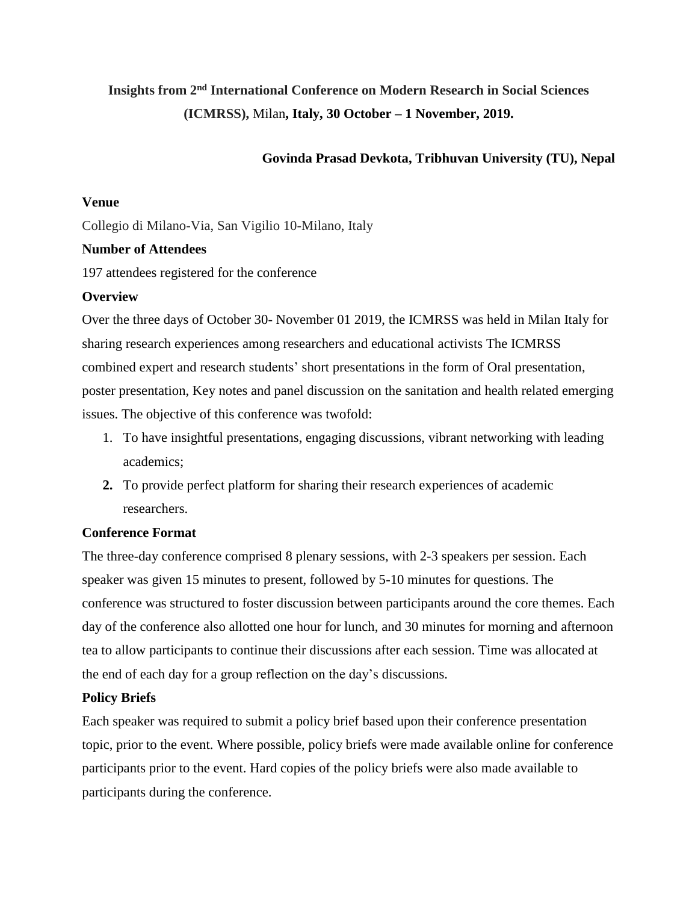# Insights from 2nd International Conference on Modern Research in Social Sciences (ICMRSS), Milan, Italy, 30 October – 1 November, 2019.

**Govinda Prasad Devkota, Tribhuvan University (TU), Nepal**

**Venue**

Collegio di Milano-Via, San Vigilio 10-Milano, Italy

**Number of Attendees**

197 attendees registered for the conference

**Overview**

Over the three days of October 30- November 01 2019, the ICMRSS was held in Milan Italy for sharing research experiences among researchers and educational activists The ICMRSS combined expert and research students' short presentations in the form of Oral presentation, poster presentation, Key notes and panel discussion on the sanitation and health related emerging issues. The objective of this conference was twofold:

1. To have insightful presentations, engaging discussions, vibrant networking with leading academics;
2. To provide perfect platform for sharing their research experiences of academic researchers.

**Conference Format**

The three-day conference comprised 8 plenary sessions, with 2-3 speakers per session. Each speaker was given 15 minutes to present, followed by 5-10 minutes for questions. The conference was structured to foster discussion between participants around the core themes. Each day of the conference also allotted one hour for lunch, and 30 minutes for morning and afternoon tea to allow participants to continue their discussions after each session. Time was allocated at the end of each day for a group reflection on the day's discussions.

**Policy Briefs**

Each speaker was required to submit a policy brief based upon their conference presentation topic, prior to the event. Where possible, policy briefs were made available online for conference participants prior to the event. Hard copies of the policy briefs were also made available to participants during the conference.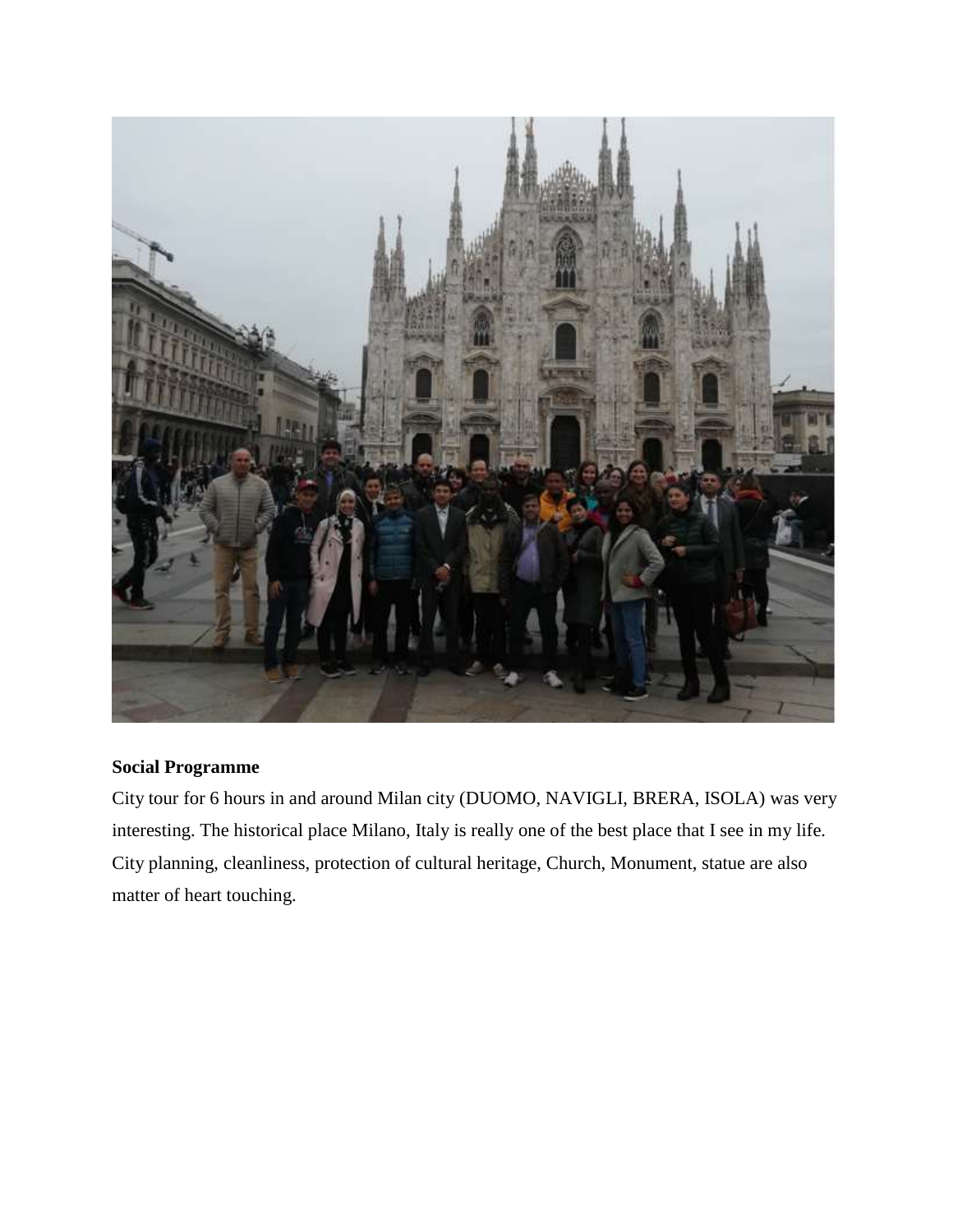**Social Programme**

City tour for 6 hours in and around Milan city (DUOMO, NAVIGLI, BRERA, ISOLA) was very interesting. The historical place Milano, Italy is really one of the best place that I see in my life. City planning, cleanliness, protection of cultural heritage, Church, Monument, statue are also matter of heart touching.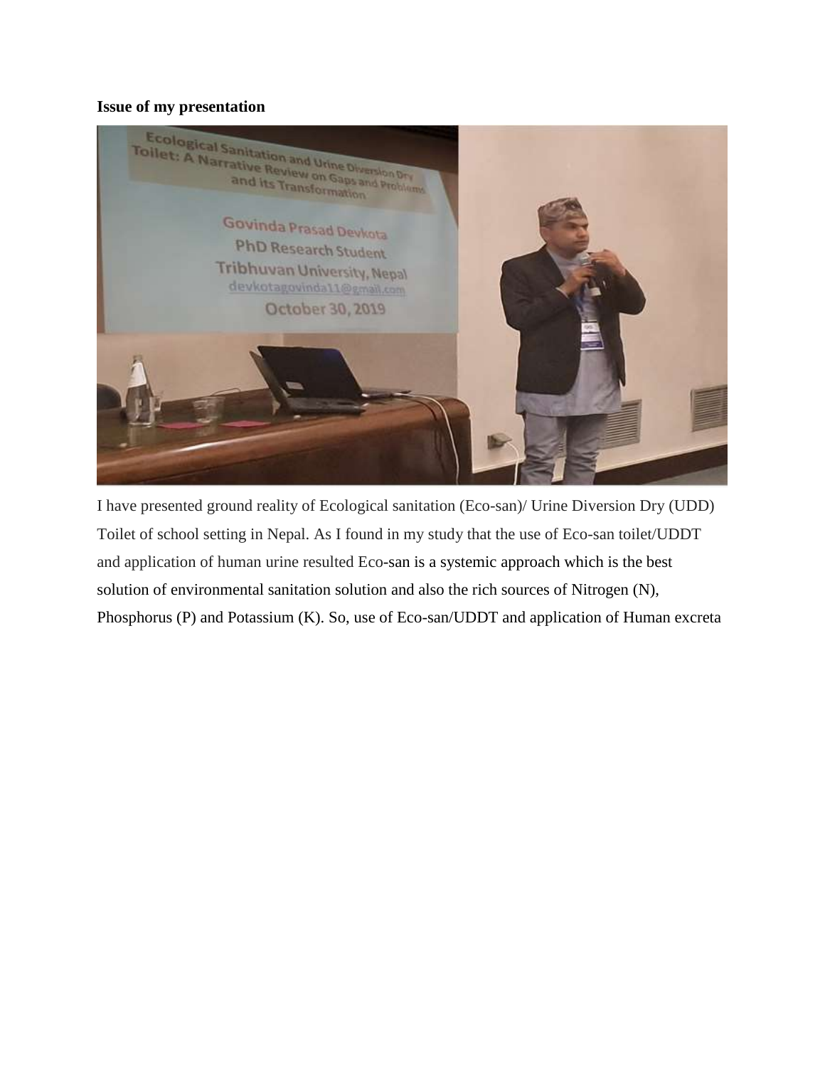**Issue of my presentation**

I have presented ground reality of Ecological sanitation (Eco-san)/ Urine Diversion Dry (UDD) Toilet of school setting in Nepal. As I found in my study that the use of Eco-san toilet/UDDT and application of human urine resulted Eco-san is a systemic approach which is the best solution of environmental sanitation solution and also the rich sources of Nitrogen (N), Phosphorus (P) and Potassium (K). So, use of Eco-san/UDDT and application of Human excreta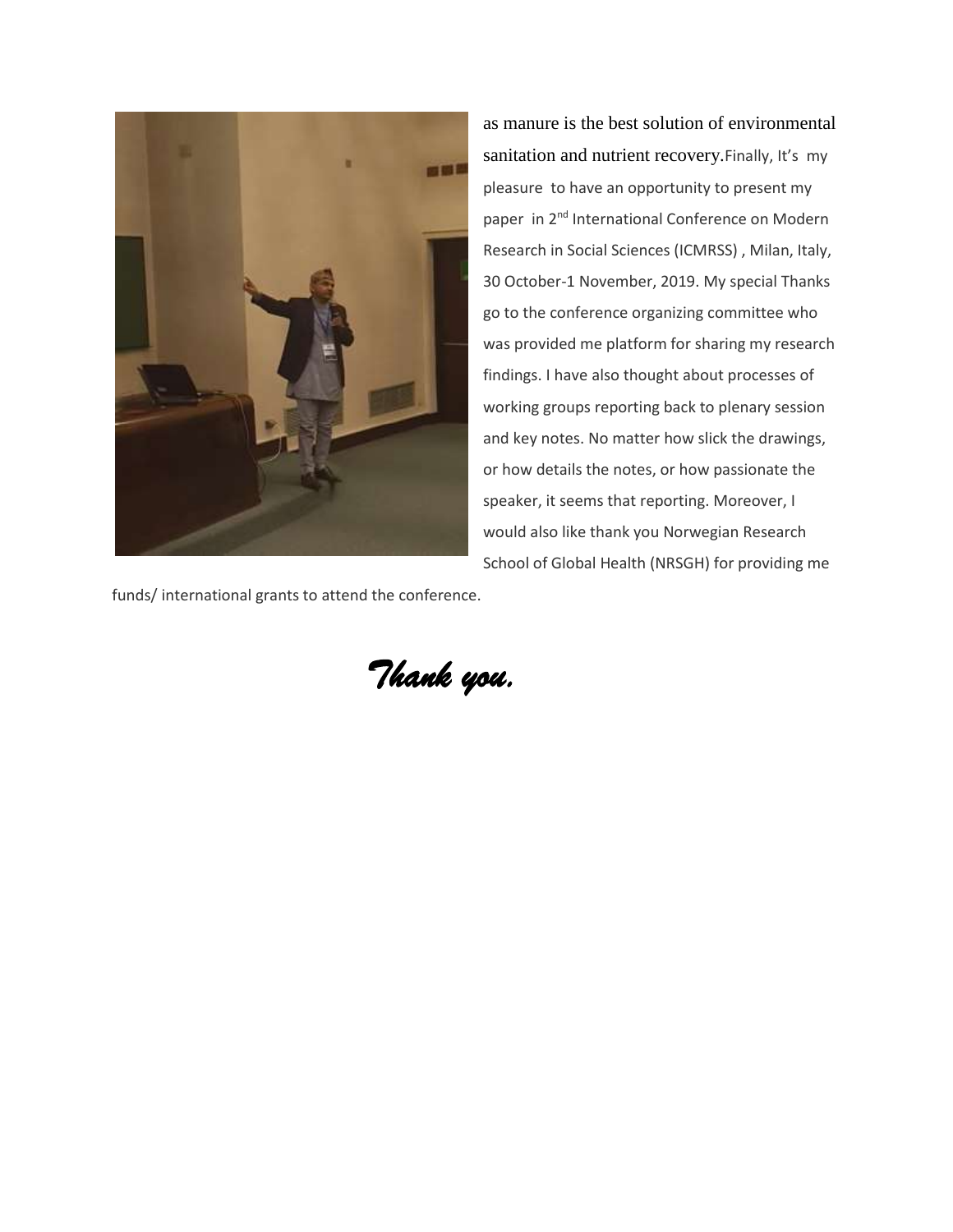as manure is the best solution of environmental sanitation and nutrient recovery.Finally, It's my pleasure to have an opportunity to present my paper in 2nd International Conference on Modern Research in Social Sciences (ICMRSS) , Milan, Italy, 30 October-1 November, 2019. My special Thanks go to the conference organizing committee who was provided me platform for sharing my research findings. I have also thought about processes of working groups reporting back to plenary session and key notes. No matter how slick the drawings, or how details the notes, or how passionate the speaker, it seems that reporting. Moreover, I would also like thank you Norwegian Research School of Global Health (NRSGH) for providing me funds/ international grants to attend the conference.

*Thank you.*